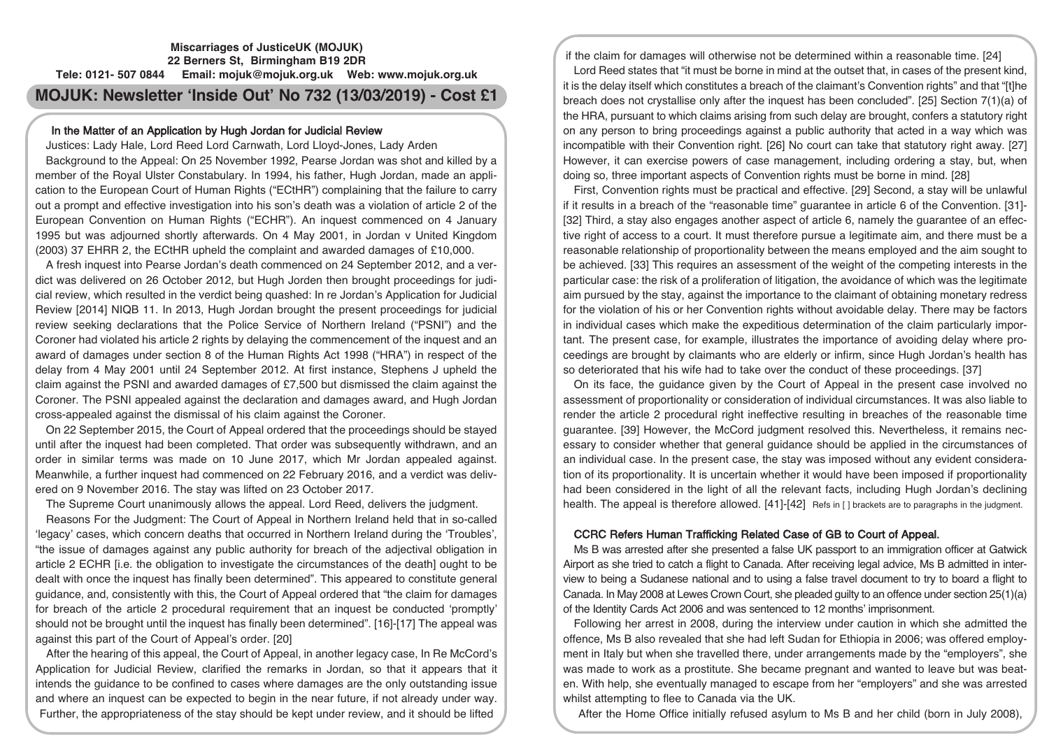**Miscarriages of JusticeUK (MOJUK)**
**22 Berners St, Birmingham B19 2DR**
**Tele: 0121- 507 0844 Email: mojuk@mojuk.org.uk Web: www.mojuk.org.uk**

# MOJUK: Newsletter 'Inside Out' No 732 (13/03/2019) - Cost £1

## In the Matter of an Application by Hugh Jordan for Judicial Review

Justices: Lady Hale, Lord Reed Lord Carnwath, Lord Lloyd-Jones, Lady Arden

Background to the Appeal: On 25 November 1992, Pearse Jordan was shot and killed by a member of the Royal Ulster Constabulary. In 1994, his father, Hugh Jordan, made an application to the European Court of Human Rights ("ECtHR") complaining that the failure to carry out a prompt and effective investigation into his son's death was a violation of article 2 of the European Convention on Human Rights ("ECHR"). An inquest commenced on 4 January 1995 but was adjourned shortly afterwards. On 4 May 2001, in Jordan v United Kingdom (2003) 37 EHRR 2, the ECtHR upheld the complaint and awarded damages of £10,000.

A fresh inquest into Pearse Jordan's death commenced on 24 September 2012, and a verdict was delivered on 26 October 2012, but Hugh Jorden then brought proceedings for judicial review, which resulted in the verdict being quashed: In re Jordan's Application for Judicial Review [2014] NIQB 11. In 2013, Hugh Jordan brought the present proceedings for judicial review seeking declarations that the Police Service of Northern Ireland ("PSNI") and the Coroner had violated his article 2 rights by delaying the commencement of the inquest and an award of damages under section 8 of the Human Rights Act 1998 ("HRA") in respect of the delay from 4 May 2001 until 24 September 2012. At first instance, Stephens J upheld the claim against the PSNI and awarded damages of £7,500 but dismissed the claim against the Coroner. The PSNI appealed against the declaration and damages award, and Hugh Jordan cross-appealed against the dismissal of his claim against the Coroner.

On 22 September 2015, the Court of Appeal ordered that the proceedings should be stayed until after the inquest had been completed. That order was subsequently withdrawn, and an order in similar terms was made on 10 June 2017, which Mr Jordan appealed against. Meanwhile, a further inquest had commenced on 22 February 2016, and a verdict was delivered on 9 November 2016. The stay was lifted on 23 October 2017.

The Supreme Court unanimously allows the appeal. Lord Reed, delivers the judgment.

Reasons For the Judgment: The Court of Appeal in Northern Ireland held that in so-called 'legacy' cases, which concern deaths that occurred in Northern Ireland during the 'Troubles', "the issue of damages against any public authority for breach of the adjectival obligation in article 2 ECHR [i.e. the obligation to investigate the circumstances of the death] ought to be dealt with once the inquest has finally been determined". This appeared to constitute general guidance, and, consistently with this, the Court of Appeal ordered that "the claim for damages for breach of the article 2 procedural requirement that an inquest be conducted 'promptly' should not be brought until the inquest has finally been determined". [16]-[17] The appeal was against this part of the Court of Appeal's order. [20]

After the hearing of this appeal, the Court of Appeal, in another legacy case, In Re McCord's Application for Judicial Review, clarified the remarks in Jordan, so that it appears that it intends the guidance to be confined to cases where damages are the only outstanding issue and where an inquest can be expected to begin in the near future, if not already under way. Further, the appropriateness of the stay should be kept under review, and it should be lifted if the claim for damages will otherwise not be determined within a reasonable time. [24]

Lord Reed states that "it must be borne in mind at the outset that, in cases of the present kind, it is the delay itself which constitutes a breach of the claimant's Convention rights" and that "[t]he breach does not crystallise only after the inquest has been concluded". [25] Section 7(1)(a) of the HRA, pursuant to which claims arising from such delay are brought, confers a statutory right on any person to bring proceedings against a public authority that acted in a way which was incompatible with their Convention right. [26] No court can take that statutory right away. [27] However, it can exercise powers of case management, including ordering a stay, but, when doing so, three important aspects of Convention rights must be borne in mind. [28]

First, Convention rights must be practical and effective. [29] Second, a stay will be unlawful if it results in a breach of the "reasonable time" guarantee in article 6 of the Convention. [31]-[32] Third, a stay also engages another aspect of article 6, namely the guarantee of an effective right of access to a court. It must therefore pursue a legitimate aim, and there must be a reasonable relationship of proportionality between the means employed and the aim sought to be achieved. [33] This requires an assessment of the weight of the competing interests in the particular case: the risk of a proliferation of litigation, the avoidance of which was the legitimate aim pursued by the stay, against the importance to the claimant of obtaining monetary redress for the violation of his or her Convention rights without avoidable delay. There may be factors in individual cases which make the expeditious determination of the claim particularly important. The present case, for example, illustrates the importance of avoiding delay where proceedings are brought by claimants who are elderly or infirm, since Hugh Jordan's health has so deteriorated that his wife had to take over the conduct of these proceedings. [37]

On its face, the guidance given by the Court of Appeal in the present case involved no assessment of proportionality or consideration of individual circumstances. It was also liable to render the article 2 procedural right ineffective resulting in breaches of the reasonable time guarantee. [39] However, the McCord judgment resolved this. Nevertheless, it remains necessary to consider whether that general guidance should be applied in the circumstances of an individual case. In the present case, the stay was imposed without any evident consideration of its proportionality. It is uncertain whether it would have been imposed if proportionality had been considered in the light of all the relevant facts, including Hugh Jordan's declining health. The appeal is therefore allowed. [41]-[42] Refs in [ ] brackets are to paragraphs in the judgment.

## CCRC Refers Human Trafficking Related Case of GB to Court of Appeal.

Ms B was arrested after she presented a false UK passport to an immigration officer at Gatwick Airport as she tried to catch a flight to Canada. After receiving legal advice, Ms B admitted in interview to being a Sudanese national and to using a false travel document to try to board a flight to Canada. In May 2008 at Lewes Crown Court, she pleaded guilty to an offence under section 25(1)(a) of the Identity Cards Act 2006 and was sentenced to 12 months' imprisonment.

Following her arrest in 2008, during the interview under caution in which she admitted the offence, Ms B also revealed that she had left Sudan for Ethiopia in 2006; was offered employment in Italy but when she travelled there, under arrangements made by the "employers", she was made to work as a prostitute. She became pregnant and wanted to leave but was beaten. With help, she eventually managed to escape from her "employers" and she was arrested whilst attempting to flee to Canada via the UK.

After the Home Office initially refused asylum to Ms B and her child (born in July 2008),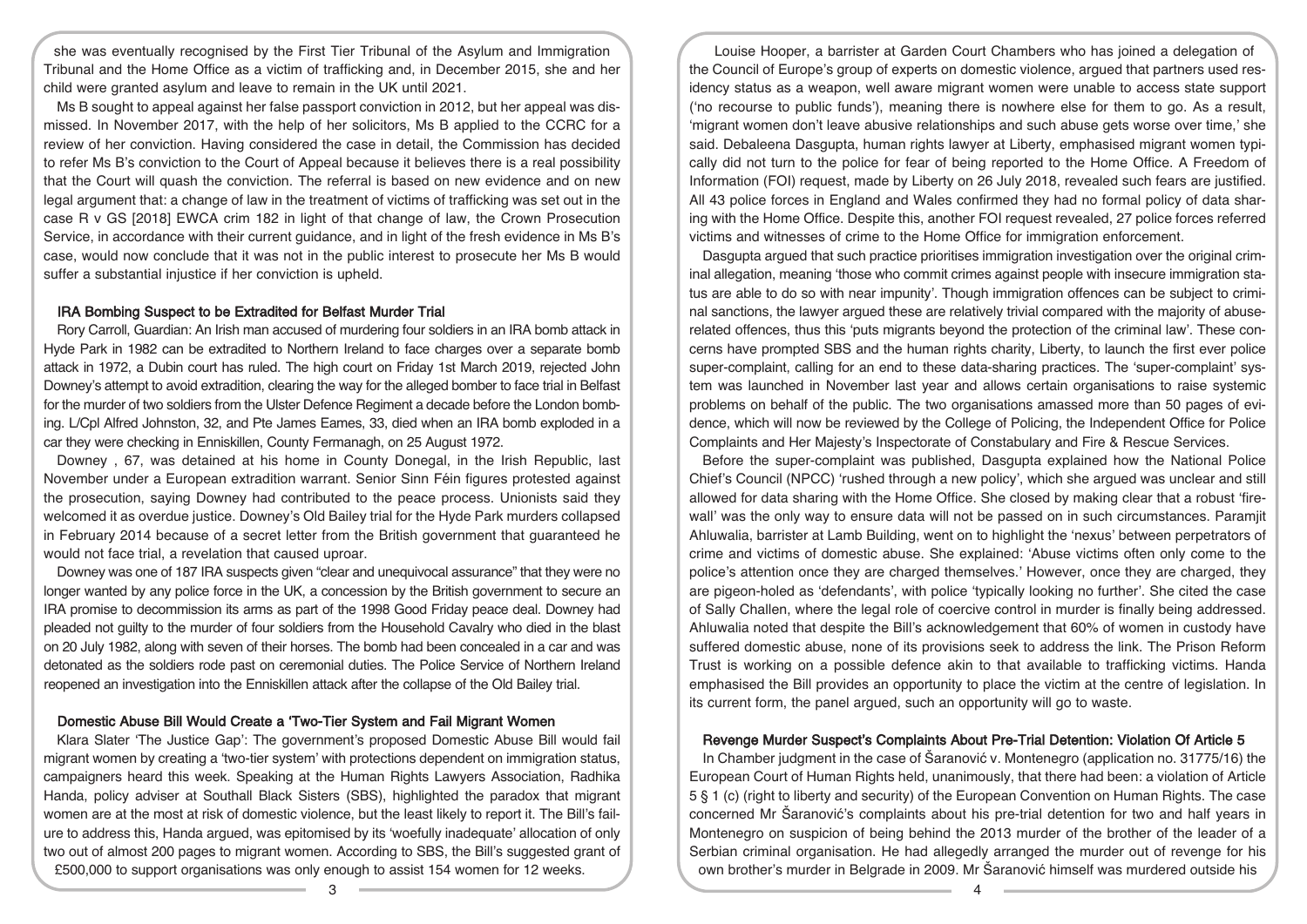she was eventually recognised by the First Tier Tribunal of the Asylum and Immigration Tribunal and the Home Office as a victim of trafficking and, in December 2015, she and her child were granted asylum and leave to remain in the UK until 2021.

Ms B sought to appeal against her false passport conviction in 2012, but her appeal was dismissed. In November 2017, with the help of her solicitors, Ms B applied to the CCRC for a review of her conviction. Having considered the case in detail, the Commission has decided to refer Ms B's conviction to the Court of Appeal because it believes there is a real possibility that the Court will quash the conviction. The referral is based on new evidence and on new legal argument that: a change of law in the treatment of victims of trafficking was set out in the case R v GS [2018] EWCA crim 182 in light of that change of law, the Crown Prosecution Service, in accordance with their current guidance, and in light of the fresh evidence in Ms B's case, would now conclude that it was not in the public interest to prosecute her Ms B would suffer a substantial injustice if her conviction is upheld.

### IRA Bombing Suspect to be Extradited for Belfast Murder Trial

Rory Carroll, Guardian: An Irish man accused of murdering four soldiers in an IRA bomb attack in Hyde Park in 1982 can be extradited to Northern Ireland to face charges over a separate bomb attack in 1972, a Dubin court has ruled. The high court on Friday 1st March 2019, rejected John Downey's attempt to avoid extradition, clearing the way for the alleged bomber to face trial in Belfast for the murder of two soldiers from the Ulster Defence Regiment a decade before the London bombing. L/Cpl Alfred Johnston, 32, and Pte James Eames, 33, died when an IRA bomb exploded in a car they were checking in Enniskillen, County Fermanagh, on 25 August 1972.

Downey , 67, was detained at his home in County Donegal, in the Irish Republic, last November under a European extradition warrant. Senior Sinn Féin figures protested against the prosecution, saying Downey had contributed to the peace process. Unionists said they welcomed it as overdue justice. Downey's Old Bailey trial for the Hyde Park murders collapsed in February 2014 because of a secret letter from the British government that guaranteed he would not face trial, a revelation that caused uproar.

Downey was one of 187 IRA suspects given "clear and unequivocal assurance" that they were no longer wanted by any police force in the UK, a concession by the British government to secure an IRA promise to decommission its arms as part of the 1998 Good Friday peace deal. Downey had pleaded not guilty to the murder of four soldiers from the Household Cavalry who died in the blast on 20 July 1982, along with seven of their horses. The bomb had been concealed in a car and was detonated as the soldiers rode past on ceremonial duties. The Police Service of Northern Ireland reopened an investigation into the Enniskillen attack after the collapse of the Old Bailey trial.

### Domestic Abuse Bill Would Create a 'Two-Tier System and Fail Migrant Women

Klara Slater 'The Justice Gap': The government's proposed Domestic Abuse Bill would fail migrant women by creating a 'two-tier system' with protections dependent on immigration status, campaigners heard this week. Speaking at the Human Rights Lawyers Association, Radhika Handa, policy adviser at Southall Black Sisters (SBS), highlighted the paradox that migrant women are at the most at risk of domestic violence, but the least likely to report it. The Bill's failure to address this, Handa argued, was epitomised by its 'woefully inadequate' allocation of only two out of almost 200 pages to migrant women. According to SBS, the Bill's suggested grant of £500,000 to support organisations was only enough to assist 154 women for 12 weeks.

Louise Hooper, a barrister at Garden Court Chambers who has joined a delegation of the Council of Europe's group of experts on domestic violence, argued that partners used residency status as a weapon, well aware migrant women were unable to access state support ('no recourse to public funds'), meaning there is nowhere else for them to go. As a result, 'migrant women don't leave abusive relationships and such abuse gets worse over time,' she said. Debaleena Dasgupta, human rights lawyer at Liberty, emphasised migrant women typically did not turn to the police for fear of being reported to the Home Office. A Freedom of Information (FOI) request, made by Liberty on 26 July 2018, revealed such fears are justified. All 43 police forces in England and Wales confirmed they had no formal policy of data sharing with the Home Office. Despite this, another FOI request revealed, 27 police forces referred victims and witnesses of crime to the Home Office for immigration enforcement.

Dasgupta argued that such practice prioritises immigration investigation over the original criminal allegation, meaning 'those who commit crimes against people with insecure immigration status are able to do so with near impunity'. Though immigration offences can be subject to criminal sanctions, the lawyer argued these are relatively trivial compared with the majority of abuse-related offences, thus this 'puts migrants beyond the protection of the criminal law'. These concerns have prompted SBS and the human rights charity, Liberty, to launch the first ever police super-complaint, calling for an end to these data-sharing practices. The 'super-complaint' system was launched in November last year and allows certain organisations to raise systemic problems on behalf of the public. The two organisations amassed more than 50 pages of evidence, which will now be reviewed by the College of Policing, the Independent Office for Police Complaints and Her Majesty's Inspectorate of Constabulary and Fire & Rescue Services.

Before the super-complaint was published, Dasgupta explained how the National Police Chief's Council (NPCC) 'rushed through a new policy', which she argued was unclear and still allowed for data sharing with the Home Office. She closed by making clear that a robust 'firewall' was the only way to ensure data will not be passed on in such circumstances. Paramjit Ahluwalia, barrister at Lamb Building, went on to highlight the 'nexus' between perpetrators of crime and victims of domestic abuse. She explained: 'Abuse victims often only come to the police's attention once they are charged themselves.' However, once they are charged, they are pigeon-holed as 'defendants', with police 'typically looking no further'. She cited the case of Sally Challen, where the legal role of coercive control in murder is finally being addressed. Ahluwalia noted that despite the Bill's acknowledgement that 60% of women in custody have suffered domestic abuse, none of its provisions seek to address the link. The Prison Reform Trust is working on a possible defence akin to that available to trafficking victims. Handa emphasised the Bill provides an opportunity to place the victim at the centre of legislation. In its current form, the panel argued, such an opportunity will go to waste.

### Revenge Murder Suspect's Complaints About Pre-Trial Detention: Violation Of Article 5

In Chamber judgment in the case of Šaranović v. Montenegro (application no. 31775/16) the European Court of Human Rights held, unanimously, that there had been: a violation of Article 5 § 1 (c) (right to liberty and security) of the European Convention on Human Rights. The case concerned Mr Šaranović's complaints about behind his pre-trial detention for two and half years in Montenegro on suspicion of being behind the 2013 murder of the brother of the leader of a Serbian criminal organisation. He had allegedly arranged the murder out of revenge for his own brother's murder in Belgrade in 2009. Mr Šaranović himself was murdered outside his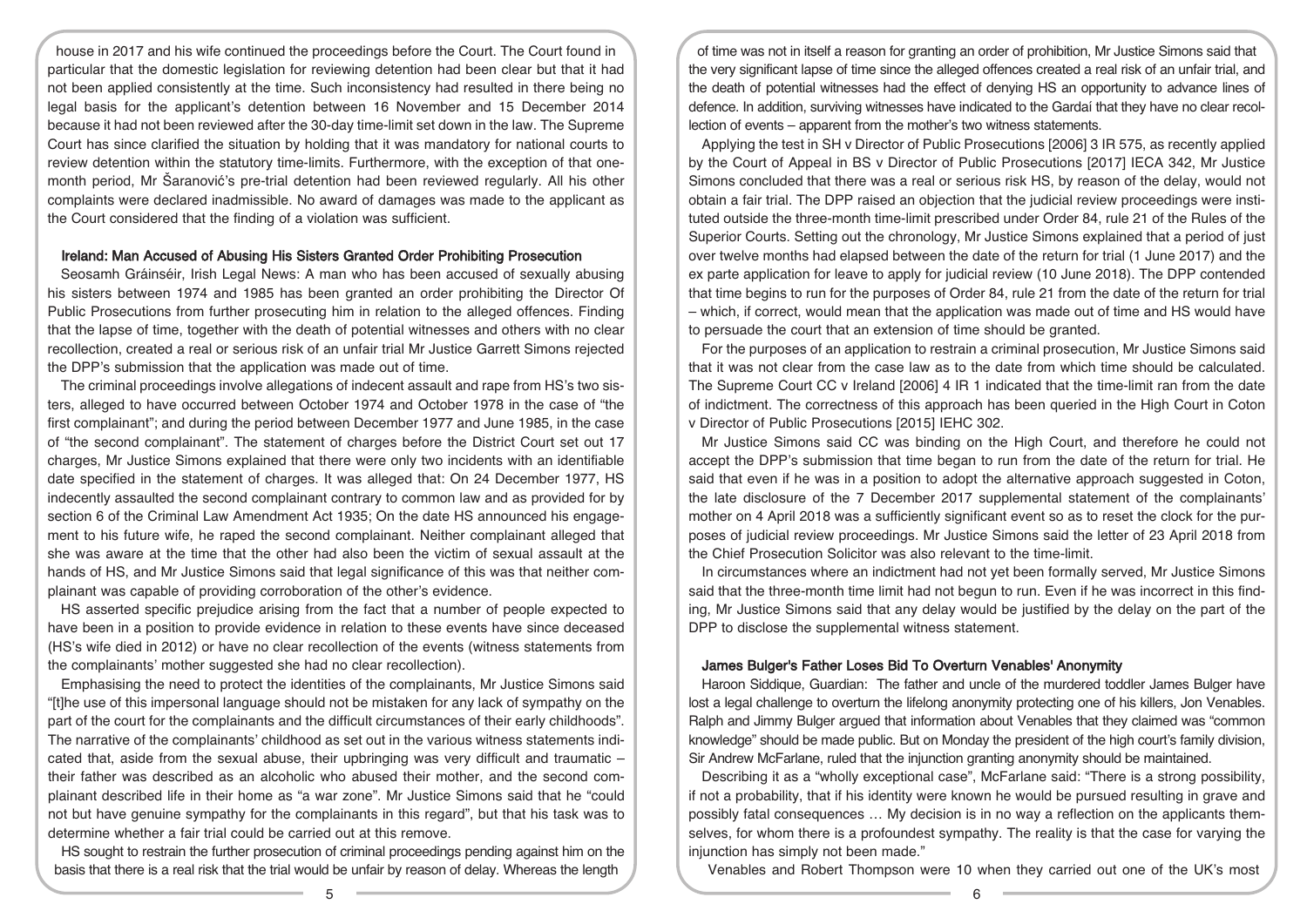house in 2017 and his wife continued the proceedings before the Court. The Court found in particular that the domestic legislation for reviewing detention had been clear but that it had not been applied consistently at the time. Such inconsistency had resulted in there being no legal basis for the applicant's detention between 16 November and 15 December 2014 because it had not been reviewed after the 30-day time-limit set down in the law. The Supreme Court has since clarified the situation by holding that it was mandatory for national courts to review detention within the statutory time-limits. Furthermore, with the exception of that one-month period, Mr Šaranović's pre-trial detention had been reviewed regularly. All his other complaints were declared inadmissible. No award of damages was made to the applicant as the Court considered that the finding of a violation was sufficient.

### Ireland: Man Accused of Abusing His Sisters Granted Order Prohibiting Prosecution

Seosamh Gráinséir, Irish Legal News: A man who has been accused of sexually abusing his sisters between 1974 and 1985 has been granted an order prohibiting the Director Of Public Prosecutions from further prosecuting him in relation to the alleged offences. Finding that the lapse of time, together with the death of potential witnesses and others with no clear recollection, created a real or serious risk of an unfair trial Mr Justice Garrett Simons rejected the DPP's submission that the application was made out of time.

The criminal proceedings involve allegations of indecent assault and rape from HS's two sisters, alleged to have occurred between October 1974 and October 1978 in the case of "the first complainant"; and during the period between December 1977 and June 1985, in the case of "the second complainant". The statement of charges before the District Court set out 17 charges, Mr Justice Simons explained that there were only two incidents with an identifiable date specified in the statement of charges. It was alleged that: On 24 December 1977, HS indecently assaulted the second complainant contrary to common law and as provided for by section 6 of the Criminal Law Amendment Act 1935; On the date HS announced his engagement to his future wife, he raped the second complainant. Neither complainant alleged that she was aware at the time that the other had also been the victim of sexual assault at the hands of HS, and Mr Justice Simons said that legal significance of this was that neither complainant was capable of providing corroboration of the other's evidence.

HS asserted specific prejudice arising from the fact that a number of people expected to have been in a position to provide evidence in relation to these events have since deceased (HS's wife died in 2012) or have no clear recollection of the events (witness statements from the complainants' mother suggested she had no clear recollection).

Emphasising the need to protect the identities of the complainants, Mr Justice Simons said "[t]he use of this impersonal language should not be mistaken for any lack of sympathy on the part of the court for the complainants and the difficult circumstances of their early childhoods". The narrative of the complainants' childhood as set out in the various witness statements indicated that, aside from the sexual abuse, their upbringing was very difficult and traumatic – their father was described as an alcoholic who abused their mother, and the second complainant described life in their home as "a war zone". Mr Justice Simons said that he "could not but have genuine sympathy for the complainants in this regard", but that his task was to determine whether a fair trial could be carried out at this remove.

HS sought to restrain the further prosecution of criminal proceedings pending against him on the basis that there is a real risk that the trial would be unfair by reason of delay. Whereas the length of time was not in itself a reason for granting an order of prohibition, Mr Justice Simons said that the very significant lapse of time since the alleged offences created a real risk of an unfair trial, and the death of potential witnesses had the effect of denying HS an opportunity to advance lines of defence. In addition, surviving witnesses have indicated to the Gardaí that they have no clear recollection of events – apparent from the mother's two witness statements.

Applying the test in SH v Director of Public Prosecutions [2006] 3 IR 575, as recently applied by the Court of Appeal in BS v Director of Public Prosecutions [2017] IECA 342, Mr Justice Simons concluded that there was a real or serious risk HS, by reason of the delay, would not obtain a fair trial. The DPP raised an objection that the judicial review proceedings were instituted outside the three-month time-limit prescribed under Order 84, rule 21 of the Rules of the Superior Courts. Setting out the chronology, Mr Justice Simons explained that a period of just over twelve months had elapsed between the date of the return for trial (1 June 2017) and the ex parte application for leave to apply for judicial review (10 June 2018). The DPP contended that time begins to run for the purposes of Order 84, rule 21 from the date of the return for trial – which, if correct, would mean that the application was made out of time and HS would have to persuade the court that an extension of time should be granted.

For the purposes of an application to restrain a criminal prosecution, Mr Justice Simons said that it was not clear from the case law as to the date from which time should be calculated. The Supreme Court CC v Ireland [2006] 4 IR 1 indicated that the time-limit ran from the date of indictment. The correctness of this approach has been queried in the High Court in Coton v Director of Public Prosecutions [2015] IEHC 302.

Mr Justice Simons said CC was binding on the High Court, and therefore he could not accept the DPP's submission that time began to run from the date of the return for trial. He said that even if he was in a position to adopt the alternative approach suggested in Coton, the late disclosure of the 7 December 2017 supplemental statement of the complainants' mother on 4 April 2018 was a sufficiently significant event so as to reset the clock for the purposes of judicial review proceedings. Mr Justice Simons said the letter of 23 April 2018 from the Chief Prosecution Solicitor was also relevant to the time-limit.

In circumstances where an indictment had not yet been formally served, Mr Justice Simons said that the three-month time limit had not begun to run. Even if he was incorrect in this finding, Mr Justice Simons said that any delay would be justified by the delay on the part of the DPP to disclose the supplemental witness statement.

### James Bulger's Father Loses Bid To Overturn Venables' Anonymity

Haroon Siddique, Guardian: The father and uncle of the murdered toddler James Bulger have lost a legal challenge to overturn the lifelong anonymity protecting one of his killers, Jon Venables. Ralph and Jimmy Bulger argued that information about Venables that they claimed was "common knowledge" should be made public. But on Monday the president of the high court's family division, Sir Andrew McFarlane, ruled that the injunction granting anonymity should be maintained.

Describing it as a "wholly exceptional case", McFarlane said: "There is a strong possibility, if not a probability, that if his identity were known he would be pursued resulting in grave and possibly fatal consequences … My decision is in no way a reflection on the applicants themselves, for whom there is a profoundest sympathy. The reality is that the case for varying the injunction has simply not been made."

Venables and Robert Thompson were 10 when they carried out one of the UK's most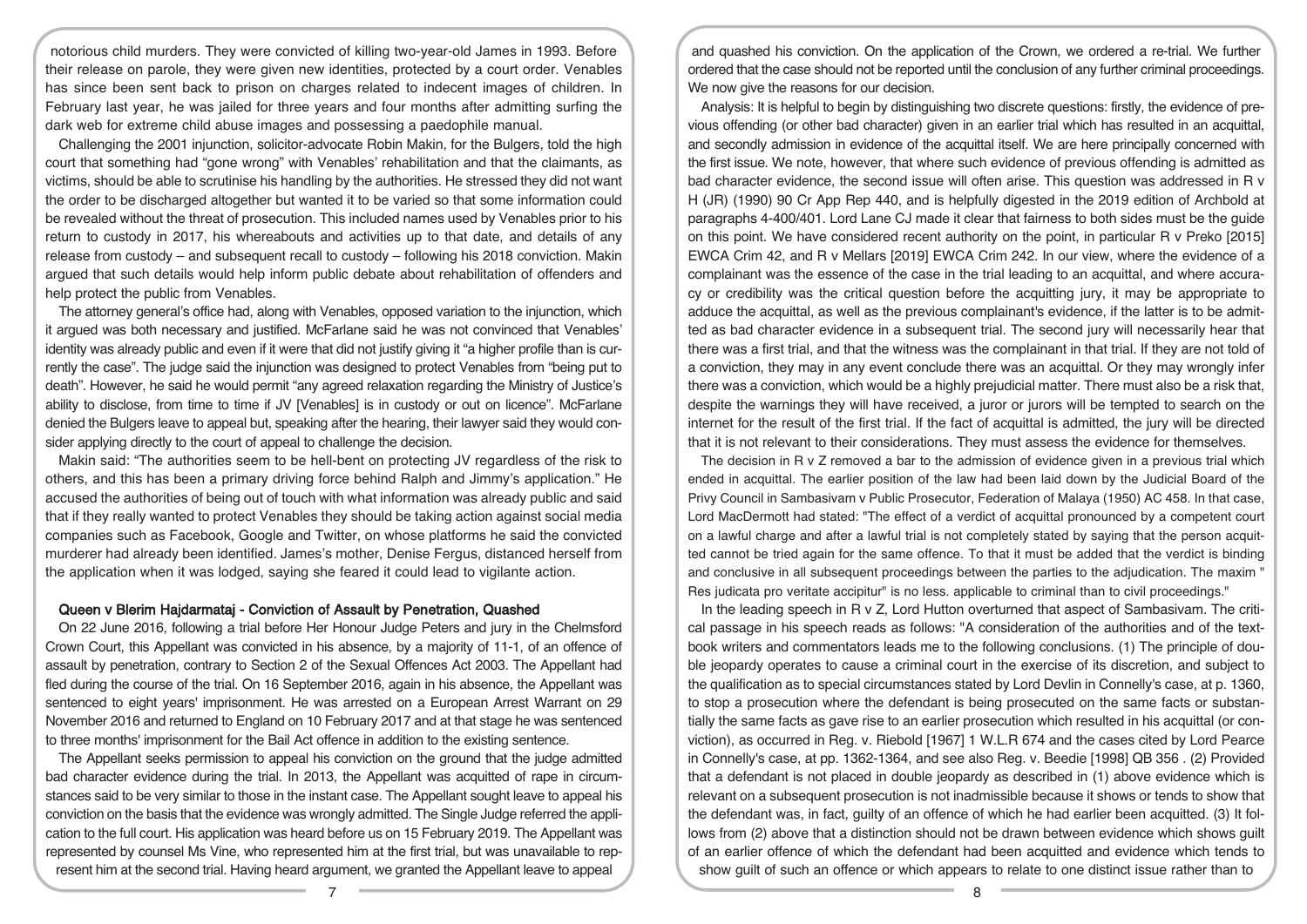notorious child murders. They were convicted of killing two-year-old James in 1993. Before their release on parole, they were given new identities, protected by a court order. Venables has since been sent back to prison on charges related to indecent images of children. In February last year, he was jailed for three years and four months after admitting surfing the dark web for extreme child abuse images and possessing a paedophile manual.

Challenging the 2001 injunction, solicitor-advocate Robin Makin, for the Bulgers, told the high court that something had "gone wrong" with Venables' rehabilitation and that the claimants, as victims, should be able to scrutinise his handling by the authorities. He stressed they did not want the order to be discharged altogether but wanted it to be varied so that some information could be revealed without the threat of prosecution. This included names used by Venables prior to his return to custody in 2017, his whereabouts and activities up to that date, and details of any release from custody – and subsequent recall to custody – following his 2018 conviction. Makin argued that such details would help inform public debate about rehabilitation of offenders and help protect the public from Venables.

The attorney general's office had, along with Venables, opposed variation to the injunction, which it argued was both necessary and justified. McFarlane said he was not convinced that Venables' identity was already public and even if it were that did not justify giving it "a higher profile than is currently the case". The judge said the injunction was designed to protect Venables from "being put to death". However, he said he would permit "any agreed relaxation regarding the Ministry of Justice's ability to disclose, from time to time if JV [Venables] is in custody or out on licence". McFarlane denied the Bulgers leave to appeal but, speaking after the hearing, their lawyer said they would consider applying directly to the court of appeal to challenge the decision.

Makin said: "The authorities seem to be hell-bent on protecting JV regardless of the risk to others, and this has been a primary driving force behind Ralph and Jimmy's application." He accused the authorities of being out of touch with what information was already public and said that if they really wanted to protect Venables they should be taking action against social media companies such as Facebook, Google and Twitter, on whose platforms he said the convicted murderer had already been identified. James's mother, Denise Fergus, distanced herself from the application when it was lodged, saying she feared it could lead to vigilante action.

### Queen v Blerim Hajdarmataj - Conviction of Assault by Penetration, Quashed

On 22 June 2016, following a trial before Her Honour Judge Peters and jury in the Chelmsford Crown Court, this Appellant was convicted in his absence, by a majority of 11-1, of an offence of assault by penetration, contrary to Section 2 of the Sexual Offences Act 2003. The Appellant had fled during the course of the trial. On 16 September 2016, again in his absence, the Appellant was sentenced to eight years' imprisonment. He was arrested on a European Arrest Warrant on 29 November 2016 and returned to England on 10 February 2017 and at that stage he was sentenced to three months' imprisonment for the Bail Act offence in addition to the existing sentence.

The Appellant seeks permission to appeal his conviction on the ground that the judge admitted bad character evidence during the trial. In 2013, the Appellant was acquitted of rape in circumstances said to be very similar to those in the instant case. The Appellant sought leave to appeal his conviction on the basis that the evidence was wrongly admitted. The Single Judge referred the application to the full court. His application was heard before us on 15 February 2019. The Appellant was represented by counsel Ms Vine, who represented him at the first trial, but was unavailable to represent him at the second trial. Having heard argument, we granted the Appellant leave to appeal and quashed his conviction. On the application of the Crown, we ordered a re-trial. We further ordered that the case should not be reported until the conclusion of any further criminal proceedings. We now give the reasons for our decision.

Analysis: It is helpful to begin by distinguishing two discrete questions: firstly, the evidence of previous offending (or other bad character) given in an earlier trial which has resulted in an acquittal, and secondly admission in evidence of the acquittal itself. We are here principally concerned with the first issue. We note, however, that where such evidence of previous offending is admitted as bad character evidence, the second issue will often arise. This question was addressed in R v H (JR) (1990) 90 Cr App Rep 440, and is helpfully digested in the 2019 edition of Archbold at paragraphs 4-400/401. Lord Lane CJ made it clear that fairness to both sides must be the guide on this point. We have considered recent authority on the point, in particular R v Preko [2015] EWCA Crim 42, and R v Mellars [2019] EWCA Crim 242. In our view, where the evidence of a complainant was the essence of the case in the trial leading to an acquittal, and where accuracy or credibility was the critical question before the acquitting jury, it may be appropriate to adduce the acquittal, as well as the previous complainant's evidence, if the latter is to be admitted as bad character evidence in a subsequent trial. The second jury will necessarily hear that there was a first trial, and that the witness was the complainant in that trial. If they are not told of a conviction, they may in any event conclude there was an acquittal. Or they may wrongly infer there was a conviction, which would be a highly prejudicial matter. There must also be a risk that, despite the warnings they will have received, a juror or jurors will be tempted to search on the internet for the result of the first trial. If the fact of acquittal is admitted, the jury will be directed that it is not relevant to their considerations. They must assess the evidence for themselves.

The decision in R v Z removed a bar to the admission of evidence given in a previous trial which ended in acquittal. The earlier position of the law had been laid down by the Judicial Board of the Privy Council in Sambasivam v Public Prosecutor, Federation of Malaya (1950) AC 458. In that case, Lord MacDermott had stated: "The effect of a verdict of acquittal pronounced by a competent court on a lawful charge and after a lawful trial is not completely stated by saying that the person acquitted cannot be tried again for the same offence. To that it must be added that the verdict is binding and conclusive in all subsequent proceedings between the parties to the adjudication. The maxim " Res judicata pro veritate accipitur" is no less. applicable to criminal than to civil proceedings."

In the leading speech in R v Z, Lord Hutton overturned that aspect of Sambasivam. The critical passage in his speech reads as follows: "A consideration of the authorities and of the textbook writers and commentators leads me to the following conclusions. (1) The principle of double jeopardy operates to cause a criminal court in the exercise of its discretion, and subject to the qualification as to special circumstances stated by Lord Devlin in Connelly's case, at p. 1360, to stop a prosecution where the defendant is being prosecuted on the same facts or substantially the same facts as gave rise to an earlier prosecution which resulted in his acquittal (or conviction), as occurred in Reg. v. Riebold [1967] 1 W.L.R 674 and the cases cited by Lord Pearce in Connelly's case, at pp. 1362-1364, and see also Reg. v. Beedie [1998] QB 356 . (2) Provided that a defendant is not placed in double jeopardy as described in (1) above evidence which is relevant on a subsequent prosecution is not inadmissible because it shows or tends to show that the defendant was, in fact, guilty of an offence of which he had earlier been acquitted. (3) It follows from (2) above that a distinction should not be drawn between evidence which shows guilt of an earlier offence of which the defendant had been acquitted and evidence which tends to show guilt of such an offence or which appears to relate to one distinct issue rather than to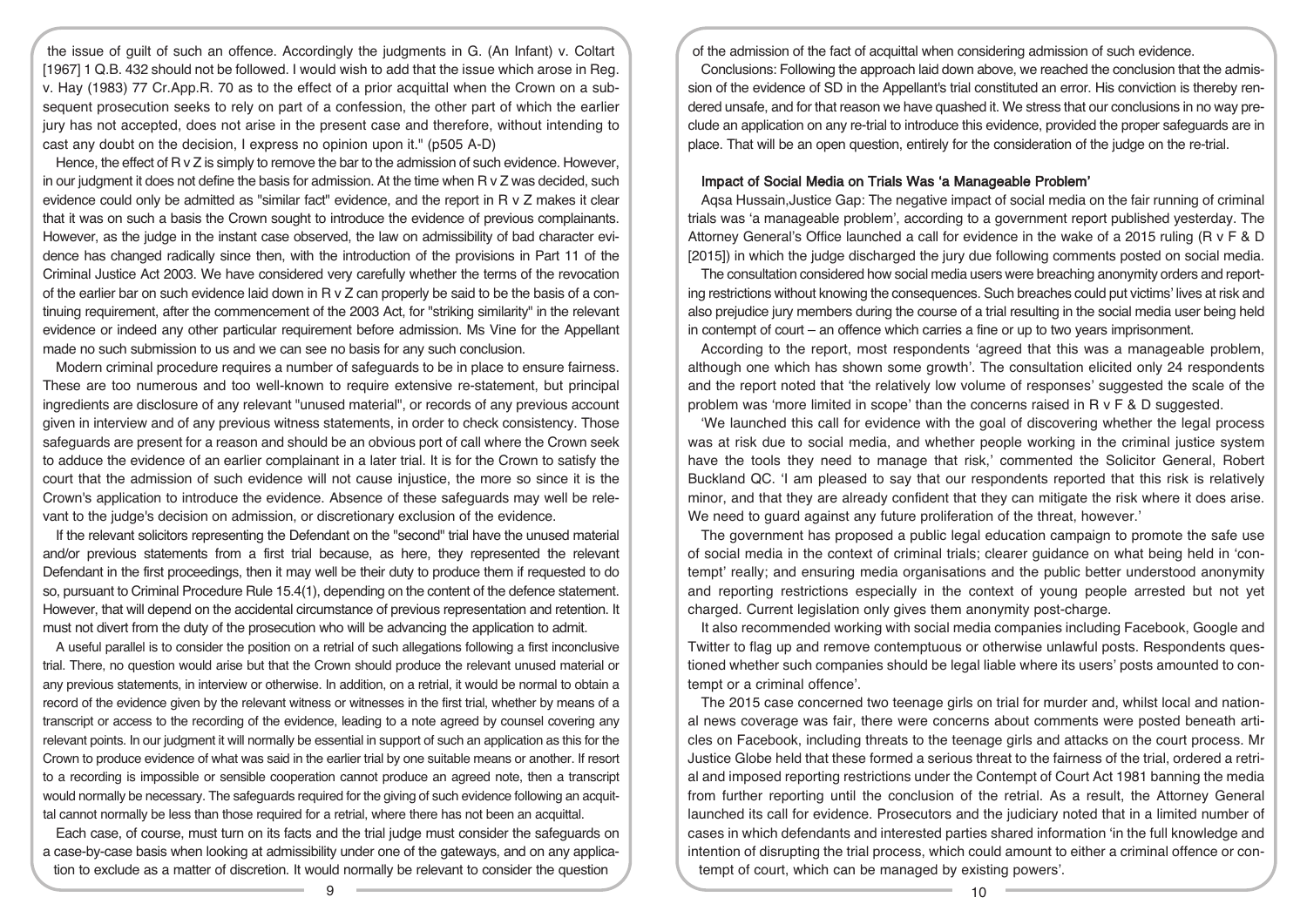the issue of guilt of such an offence. Accordingly the judgments in G. (An Infant) v. Coltart [1967] 1 Q.B. 432 should not be followed. I would wish to add that the issue which arose in Reg. v. Hay (1983) 77 Cr.App.R. 70 as to the effect of a prior acquittal when the Crown on a subsequent prosecution seeks to rely on part of a confession, the other part of which the earlier jury has not accepted, does not arise in the present case and therefore, without intending to cast any doubt on the decision, I express no opinion upon it." (p505 A-D)

Hence, the effect of R v Z is simply to remove the bar to the admission of such evidence. However, in our judgment it does not define the basis for admission. At the time when R v Z was decided, such evidence could only be admitted as "similar fact" evidence, and the report in R v Z makes it clear that it was on such a basis the Crown sought to introduce the evidence of previous complainants. However, as the judge in the instant case observed, the law on admissibility of bad character evidence has changed radically since then, with the introduction of the provisions in Part 11 of the Criminal Justice Act 2003. We have considered very carefully whether the terms of the revocation of the earlier bar on such evidence laid down in R v Z can properly be said to be the basis of a continuing requirement, after the commencement of the 2003 Act, for "striking similarity" in the relevant evidence or indeed any other particular requirement before admission. Ms Vine for the Appellant made no such submission to us and we can see no basis for any such conclusion.

Modern criminal procedure requires a number of safeguards to be in place to ensure fairness. These are too numerous and too well-known to require extensive re-statement, but principal ingredients are disclosure of any relevant "unused material", or records of any previous account given in interview and of any previous witness statements, in order to check consistency. Those safeguards are present for a reason and should be an obvious port of call where the Crown seek to adduce the evidence of an earlier complainant in a later trial. It is for the Crown to satisfy the court that the admission of such evidence will not cause injustice, the more so since it is the Crown's application to introduce the evidence. Absence of these safeguards may well be relevant to the judge's decision on admission, or discretionary exclusion of the evidence.

If the relevant solicitors representing the Defendant on the "second" trial have the unused material and/or previous statements from a first trial because, as here, they represented the relevant Defendant in the first proceedings, then it may well be their duty to produce them if requested to do so, pursuant to Criminal Procedure Rule 15.4(1), depending on the content of the defence statement. However, that will depend on the accidental circumstance of previous representation and retention. It must not divert from the duty of the prosecution who will be advancing the application to admit.

A useful parallel is to consider the position on a retrial of such allegations following a first inconclusive trial. There, no question would arise but that the Crown should produce the relevant unused material or any previous statements, in interview or otherwise. In addition, on a retrial, it would be normal to obtain a record of the evidence given by the relevant witness or witnesses in the first trial, whether by means of a transcript or access to the recording of the evidence, leading to a note agreed by counsel covering any relevant points. In our judgment it will normally be essential in support of such an application as this for the Crown to produce evidence of what was said in the earlier trial by one suitable means or another. If resort to a recording is impossible or sensible cooperation cannot produce an agreed note, then a transcript would normally be necessary. The safeguards required for the giving of such evidence following an acquittal cannot normally be less than those required for a retrial, where there has not been an acquittal.

Each case, of course, must turn on its facts and the trial judge must consider the safeguards on a case-by-case basis when looking at admissibility under one of the gateways, and on any application to exclude as a matter of discretion. It would normally be relevant to consider the question of the admission of the fact of acquittal when considering admission of such evidence.

Conclusions: Following the approach laid down above, we reached the conclusion that the admission of the evidence of SD in the Appellant's trial constituted an error. His conviction is thereby rendered unsafe, and for that reason we have quashed it. We stress that our conclusions in no way preclude an application on any re-trial to introduce this evidence, provided the proper safeguards are in place. That will be an open question, entirely for the consideration of the judge on the re-trial.

### Impact of Social Media on Trials Was 'a Manageable Problem'

Aqsa Hussain,Justice Gap: The negative impact of social media on the fair running of criminal trials was 'a manageable problem', according to a government report published yesterday. The Attorney General's Office launched a call for evidence in the wake of a 2015 ruling (R v F & D [2015]) in which the judge discharged the jury due following comments posted on social media.

The consultation considered how social media users were breaching anonymity orders and reporting restrictions without knowing the consequences. Such breaches could put victims' lives at risk and also prejudice jury members during the course of a trial resulting in the social media user being held in contempt of court – an offence which carries a fine or up to two years imprisonment.

According to the report, most respondents 'agreed that this was a manageable problem, although one which has shown some growth'. The consultation elicited only 24 respondents and the report noted that 'the relatively low volume of responses' suggested the scale of the problem was 'more limited in scope' than the concerns raised in R v F & D suggested.

'We launched this call for evidence with the goal of discovering whether the legal process was at risk due to social media, and whether people working in the criminal justice system have the tools they need to manage that risk,' commented the Solicitor General, Robert Buckland QC. 'I am pleased to say that our respondents reported that this risk is relatively minor, and that they are already confident that they can mitigate the risk where it does arise. We need to guard against any future proliferation of the threat, however.'

The government has proposed a public legal education campaign to promote the safe use of social media in the context of criminal trials; clearer guidance on what being held in 'contempt' really; and ensuring media organisations and the public better understood anonymity and reporting restrictions especially in the context of young people arrested but not yet charged. Current legislation only gives them anonymity post-charge.

It also recommended working with social media companies including Facebook, Google and Twitter to flag up and remove contemptuous or otherwise unlawful posts. Respondents questioned whether such companies should be legal liable where its users' posts amounted to contempt or a criminal offence'.

The 2015 case concerned two teenage girls on trial for murder and, whilst local and national news coverage was fair, there were concerns about comments were posted beneath articles on Facebook, including threats to the teenage girls and attacks on the court process. Mr Justice Globe held that these formed a serious threat to the fairness of the trial, ordered a retrial and imposed reporting restrictions under the Contempt of Court Act 1981 banning the media from further reporting until the conclusion of the retrial. As a result, the Attorney General launched its call for evidence. Prosecutors and the judiciary noted that in a limited number of cases in which defendants and interested parties shared information 'in the full knowledge and intention of disrupting the trial process, which could amount to either a criminal offence or contempt of court, which can be managed by existing powers'.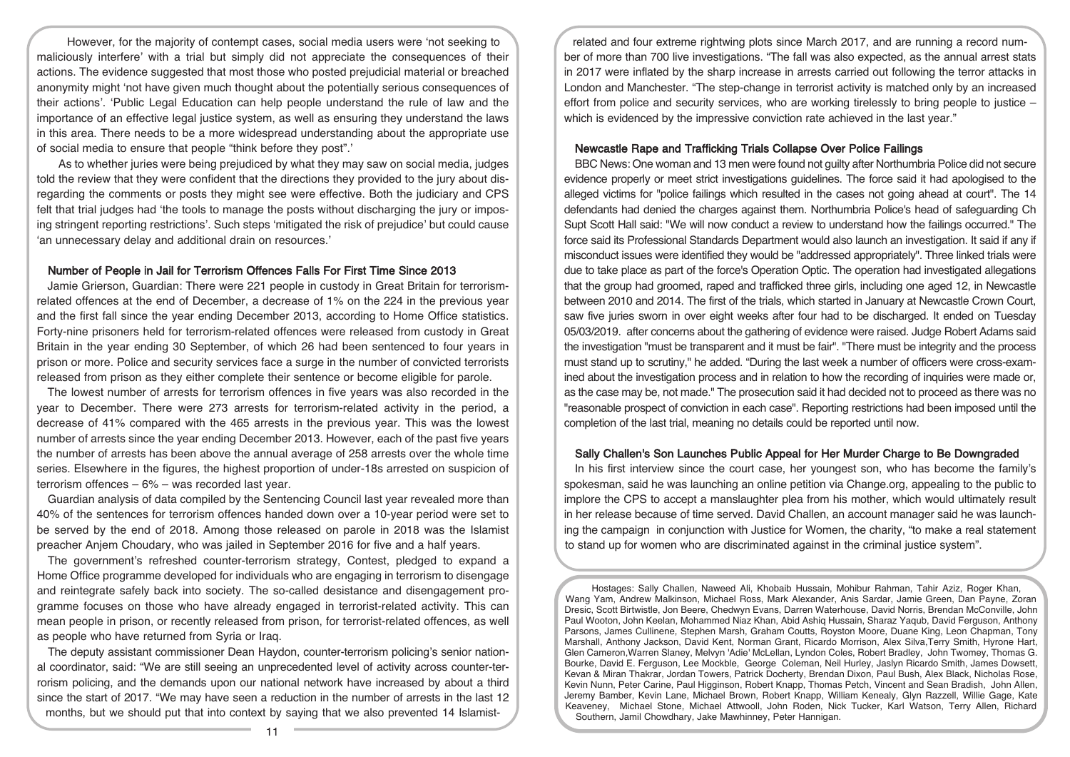However, for the majority of contempt cases, social media users were 'not seeking to maliciously interfere' with a trial but simply did not appreciate the consequences of their actions. The evidence suggested that most those who posted prejudicial material or breached anonymity might 'not have given much thought about the potentially serious consequences of their actions'. 'Public Legal Education can help people understand the rule of law and the importance of an effective legal justice system, as well as ensuring they understand the laws in this area. There needs to be a more widespread understanding about the appropriate use of social media to ensure that people "think before they post".'

As to whether juries were being prejudiced by what they may saw on social media, judges told the review that they were confident that the directions they provided to the jury about disregarding the comments or posts they might see were effective. Both the judiciary and CPS felt that trial judges had 'the tools to manage the posts without discharging the jury or imposing stringent reporting restrictions'. Such steps 'mitigated the risk of prejudice' but could cause 'an unnecessary delay and additional drain on resources.'

### Number of People in Jail for Terrorism Offences Falls For First Time Since 2013

Jamie Grierson, Guardian: There were 221 people in custody in Great Britain for terrorism-related offences at the end of December, a decrease of 1% on the 224 in the previous year and the first fall since the year ending December 2013, according to Home Office statistics. Forty-nine prisoners held for terrorism-related offences were released from custody in Great Britain in the year ending 30 September, of which 26 had been sentenced to four years in prison or more. Police and security services face a surge in the number of convicted terrorists released from prison as they either complete their sentence or become eligible for parole.

The lowest number of arrests for terrorism offences in five years was also recorded in the year to December. There were 273 arrests for terrorism-related activity in the period, a decrease of 41% compared with the 465 arrests in the previous year. This was the lowest number of arrests since the year ending December 2013. However, each of the past five years the number of arrests has been above the annual average of 258 arrests over the whole time series. Elsewhere in the figures, the highest proportion of under-18s arrested on suspicion of terrorism offences – 6% – was recorded last year.

Guardian analysis of data compiled by the Sentencing Council last year revealed more than 40% of the sentences for terrorism offences handed down over a 10-year period were set to be served by the end of 2018. Among those released on parole in 2018 was the Islamist preacher Anjem Choudary, who was jailed in September 2016 for five and a half years.

The government's refreshed counter-terrorism strategy, Contest, pledged to expand a Home Office programme developed for individuals who are engaging in terrorism to disengage and reintegrate safely back into society. The so-called desistance and disengagement programme focuses on those who have already engaged in terrorist-related activity. This can mean people in prison, or recently released from prison, for terrorist-related offences, as well as people who have returned from Syria or Iraq.

The deputy assistant commissioner Dean Haydon, counter-terrorism policing's senior national coordinator, said: "We are still seeing an unprecedented level of activity across counter-terrorism policing, and the demands upon our national network have increased by about a third since the start of 2017. "We may have seen a reduction in the number of arrests in the last 12 months, but we should put that into context by saying that we also prevented 14 Islamist-related and four extreme rightwing plots since March 2017, and are running a record number of more than 700 live investigations. "The fall was also expected, as the annual arrest stats in 2017 were inflated by the sharp increase in arrests carried out following the terror attacks in London and Manchester. "The step-change in terrorist activity is matched only by an increased effort from police and security services, who are working tirelessly to bring people to justice – which is evidenced by the impressive conviction rate achieved in the last year."

### Newcastle Rape and Trafficking Trials Collapse Over Police Failings

BBC News: One woman and 13 men were found not guilty after Northumbria Police did not secure evidence properly or meet strict investigations guidelines. The force said it had apologised to the alleged victims for "police failings which resulted in the cases not going ahead at court". The 14 defendants had denied the charges against them. Northumbria Police's head of safeguarding Ch Supt Scott Hall said: "We will now conduct a review to understand how the failings occurred." The force said its Professional Standards Department would also launch an investigation. It said if any if misconduct issues were identified they would be "addressed appropriately". Three linked trials were due to take place as part of the force's Operation Optic. The operation had investigated allegations that the group had groomed, raped and trafficked three girls, including one aged 12, in Newcastle between 2010 and 2014. The first of the trials, which started in January at Newcastle Crown Court, saw five juries sworn in over eight weeks after four had to be discharged. It ended on Tuesday 05/03/2019. after concerns about the gathering of evidence were raised. Judge Robert Adams said the investigation "must be transparent and it must be fair". "There must be integrity and the process must stand up to scrutiny," he added. "During the last week a number of officers were cross-examined about the investigation process and in relation to how the recording of inquiries were made or, as the case may be, not made." The prosecution said it had decided not to proceed as there was no "reasonable prospect of conviction in each case". Reporting restrictions had been imposed until the completion of the last trial, meaning no details could be reported until now.

### Sally Challen's Son Launches Public Appeal for Her Murder Charge to Be Downgraded

In his first interview since the court case, her youngest son, who has become the family's spokesman, said he was launching an online petition via Change.org, appealing to the public to implore the CPS to accept a manslaughter plea from his mother, which would ultimately result in her release because of time served. David Challen, an account manager said he was launching the campaign in conjunction with Justice for Women, the charity, "to make a real statement to stand up for women who are discriminated against in the criminal justice system".

Hostages: Sally Challen, Naweed Ali, Khobaib Hussain, Mohibur Rahman, Tahir Aziz, Roger Khan, Wang Yam, Andrew Malkinson, Michael Ross, Mark Alexander, Anis Sardar, Jamie Green, Dan Payne, Zoran Dresic, Scott Birtwistle, Jon Beere, Chedwyn Evans, Darren Waterhouse, David Norris, Brendan McConville, John Paul Wooton, John Keelan, Mohammed Niaz Khan, Abid Ashiq Hussain, Sharaz Yaqub, David Ferguson, Anthony Parsons, James Cullinene, Stephen Marsh, Graham Coutts, Royston Moore, Duane King, Leon Chapman, Tony Marshall, Anthony Jackson, David Kent, Norman Grant, Ricardo Morrison, Alex Silva,Terry Smith, Hyrone Hart, Glen Cameron,Warren Slaney, Melvyn 'Adie' McLellan, Lyndon Coles, Robert Bradley, John Twomey, Thomas G. Bourke, David E. Ferguson, Lee Mockble, George Coleman, Neil Hurley, Jaslyn Ricardo Smith, James Dowsett, Kevan & Miran Thakrar, Jordan Towers, Patrick Docherty, Brendan Dixon, Paul Bush, Alex Black, Nicholas Rose, Kevin Nunn, Peter Carine, Paul Higginson, Robert Knapp, Thomas Petch, Vincent and Sean Bradish, John Allen, Jeremy Bamber, Kevin Lane, Michael Brown, Robert Knapp, William Kenealy, Glyn Razzell, Willie Gage, Kate Keaveney, Michael Stone, Michael Attwooll, John Roden, Nick Tucker, Karl Watson, Terry Allen, Richard Southern, Jamil Chowdhary, Jake Mawhinney, Peter Hannigan.